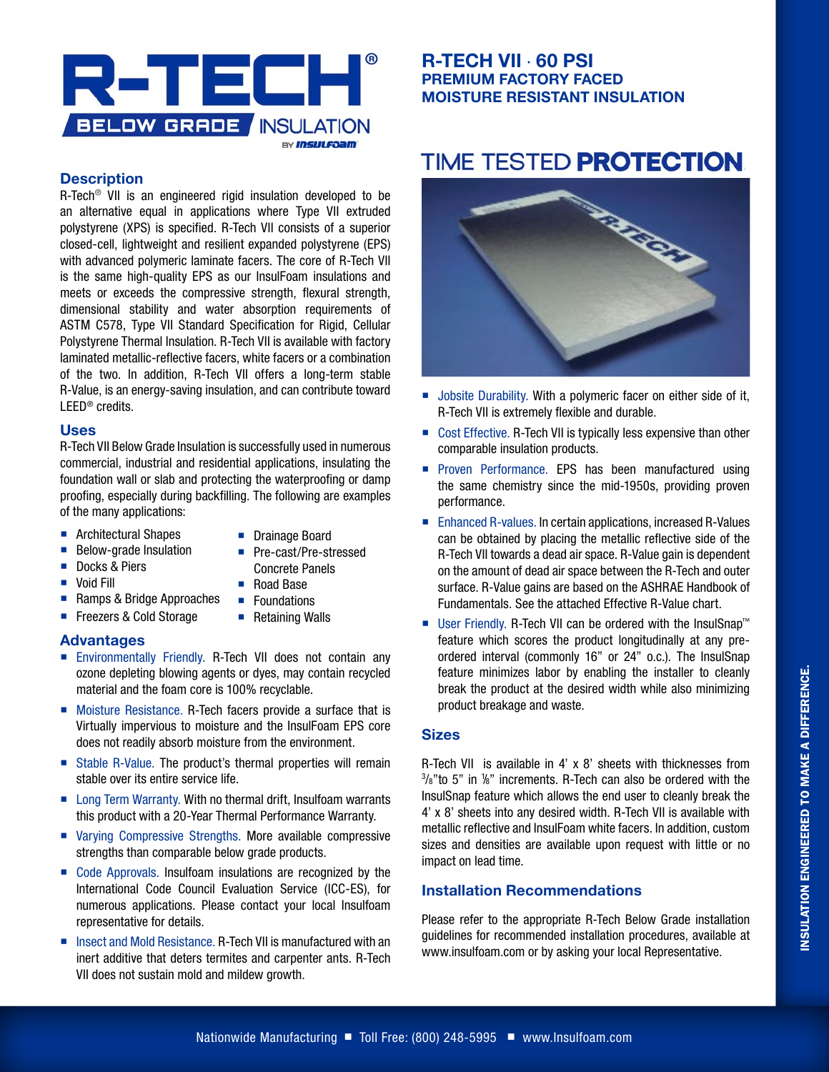# R-TECH® BELOW GRADE INSULATION

BY INSULFOAM

## R-TECH VII · 60 PSI
### PREMIUM FACTORY FACED MOISTURE RESISTANT INSULATION

## Description

R-Tech® VII is an engineered rigid insulation developed to be an alternative equal in applications where Type VII extruded polystyrene (XPS) is specified. R-Tech VII consists of a superior closed-cell, lightweight and resilient expanded polystyrene (EPS) with advanced polymeric laminate facers. The core of R-Tech VII is the same high-quality EPS as our InsulFoam insulations and meets or exceeds the compressive strength, flexural strength, dimensional stability and water absorption requirements of ASTM C578, Type VII Standard Specification for Rigid, Cellular Polystyrene Thermal Insulation. R-Tech VII is available with factory laminated metallic-reflective facers, white facers or a combination of the two. In addition, R-Tech VII offers a long-term stable R-Value, is an energy-saving insulation, and can contribute toward LEED® credits.

## Uses

R-Tech VII Below Grade Insulation is successfully used in numerous commercial, industrial and residential applications, insulating the foundation wall or slab and protecting the waterproofing or damp proofing, especially during backfilling. The following are examples of the many applications:

- Architectural Shapes
- Below-grade Insulation
- Docks & Piers
- Void Fill
- Ramps & Bridge Approaches
- Freezers & Cold Storage
- Drainage Board
- Pre-cast/Pre-stressed Concrete Panels
- Road Base
- Foundations
- Retaining Walls

## Advantages

- Environmentally Friendly. R-Tech VII does not contain any ozone depleting blowing agents or dyes, may contain recycled material and the foam core is 100% recyclable.
- Moisture Resistance. R-Tech facers provide a surface that is Virtually impervious to moisture and the InsulFoam EPS core does not readily absorb moisture from the environment.
- Stable R-Value. The product's thermal properties will remain stable over its entire service life.
- Long Term Warranty. With no thermal drift, Insulfoam warrants this product with a 20-Year Thermal Performance Warranty.
- Varying Compressive Strengths. More available compressive strengths than comparable below grade products.
- Code Approvals. Insulfoam insulations are recognized by the International Code Council Evaluation Service (ICC-ES), for numerous applications. Please contact your local Insulfoam representative for details.
- Insect and Mold Resistance. R-Tech VII is manufactured with an inert additive that deters termites and carpenter ants. R-Tech VII does not sustain mold and mildew growth.

## TIME TESTED **PROTECTION**

- Jobsite Durability. With a polymeric facer on either side of it, R-Tech VII is extremely flexible and durable.
- Cost Effective. R-Tech VII is typically less expensive than other comparable insulation products.
- Proven Performance. EPS has been manufactured using the same chemistry since the mid-1950s, providing proven performance.
- Enhanced R-values. In certain applications, increased R-Values can be obtained by placing the metallic reflective side of the R-Tech VII towards a dead air space. R-Value gain is dependent on the amount of dead air space between the R-Tech and outer surface. R-Value gains are based on the ASHRAE Handbook of Fundamentals. See the attached Effective R-Value chart.
- User Friendly. R-Tech VII can be ordered with the InsulSnap™ feature which scores the product longitudinally at any pre-ordered interval (commonly 16" or 24" o.c.). The InsulSnap feature minimizes labor by enabling the installer to cleanly break the product at the desired width while also minimizing product breakage and waste.

## Sizes

R-Tech VII is available in 4' x 8' sheets with thicknesses from 3/8" to 5" in 1/8" increments. R-Tech can also be ordered with the InsulSnap feature which allows the end user to cleanly break the 4' x 8' sheets into any desired width. R-Tech VII is available with metallic reflective and InsulFoam white facers. In addition, custom sizes and densities are available upon request with little or no impact on lead time.

## Installation Recommendations

Please refer to the appropriate R-Tech Below Grade installation guidelines for recommended installation procedures, available at www.insulfoam.com or by asking your local Representative.

INSULATION ENGINEERED TO MAKE A DIFFERENCE.

Nationwide Manufacturing ■ Toll Free: (800) 248-5995 ■ www.Insulfoam.com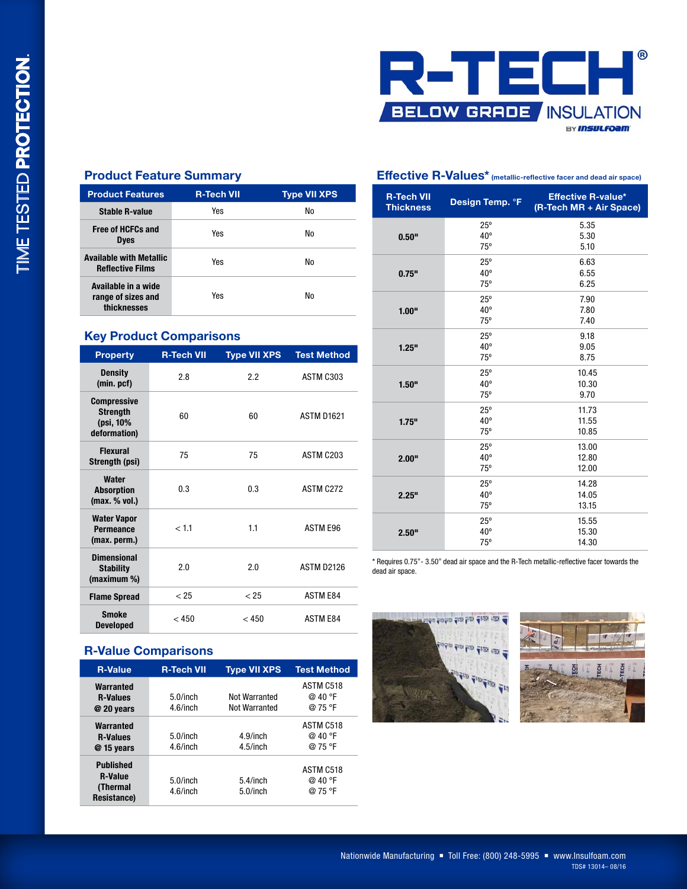TIME TESTED **PROTECTION.**

# R-TECH® BELOW GRADE INSULATION

BY INSULFOAM

## Product Feature Summary

| Product Features | R-Tech VII | Type VII XPS |
|---|---|---|
| Stable R-value | Yes | No |
| Free of HCFCs and Dyes | Yes | No |
| Available with Metallic Reflective Films | Yes | No |
| Available in a wide range of sizes and thicknesses | Yes | No |

## Key Product Comparisons

| Property | R-Tech VII | Type VII XPS | Test Method |
|---|---|---|---|
| Density (min. pcf) | 2.8 | 2.2 | ASTM C303 |
| Compressive Strength (psi, 10% deformation) | 60 | 60 | ASTM D1621 |
| Flexural Strength (psi) | 75 | 75 | ASTM C203 |
| Water Absorption (max. % vol.) | 0.3 | 0.3 | ASTM C272 |
| Water Vapor Permeance (max. perm.) | < 1.1 | 1.1 | ASTM E96 |
| Dimensional Stability (maximum %) | 2.0 | 2.0 | ASTM D2126 |
| Flame Spread | < 25 | < 25 | ASTM E84 |
| Smoke Developed | < 450 | < 450 | ASTM E84 |

## R-Value Comparisons

| R-Value | R-Tech VII | Type VII XPS | Test Method |
|---|---|---|---|
| Warranted R-Values @ 20 years | 5.0/inch<br>4.6/inch | Not Warranted<br>Not Warranted | ASTM C518<br>@ 40 °F<br>@ 75 °F |
| Warranted R-Values @ 15 years | 5.0/inch<br>4.6/inch | 4.9/inch<br>4.5/inch | ASTM C518<br>@ 40 °F<br>@ 75 °F |
| Published R-Value (Thermal Resistance) | 5.0/inch<br>4.6/inch | 5.4/inch<br>5.0/inch | ASTM C518<br>@ 40 °F<br>@ 75 °F |

## Effective R-Values* (metallic-reflective facer and dead air space)

| R-Tech VII Thickness | Design Temp. °F | Effective R-value* (R-Tech MR + Air Space) |
|---|---|---|
| 0.50" | 25º<br>40º<br>75º | 5.35<br>5.30<br>5.10 |
| 0.75" | 25º<br>40º<br>75º | 6.63<br>6.55<br>6.25 |
| 1.00" | 25º<br>40º<br>75º | 7.90<br>7.80<br>7.40 |
| 1.25" | 25º<br>40º<br>75º | 9.18<br>9.05<br>8.75 |
| 1.50" | 25º<br>40º<br>75º | 10.45<br>10.30<br>9.70 |
| 1.75" | 25º<br>40º<br>75º | 11.73<br>11.55<br>10.85 |
| 2.00" | 25º<br>40º<br>75º | 13.00<br>12.80<br>12.00 |
| 2.25" | 25º<br>40º<br>75º | 14.28<br>14.05<br>13.15 |
| 2.50" | 25º<br>40º<br>75º | 15.55<br>15.30<br>14.30 |

* Requires 0.75"- 3.50" dead air space and the R-Tech metallic-reflective facer towards the dead air space.

Nationwide Manufacturing ▪ Toll Free: (800) 248-5995 ▪ www.Insulfoam.com

TDS# 13014– 08/16